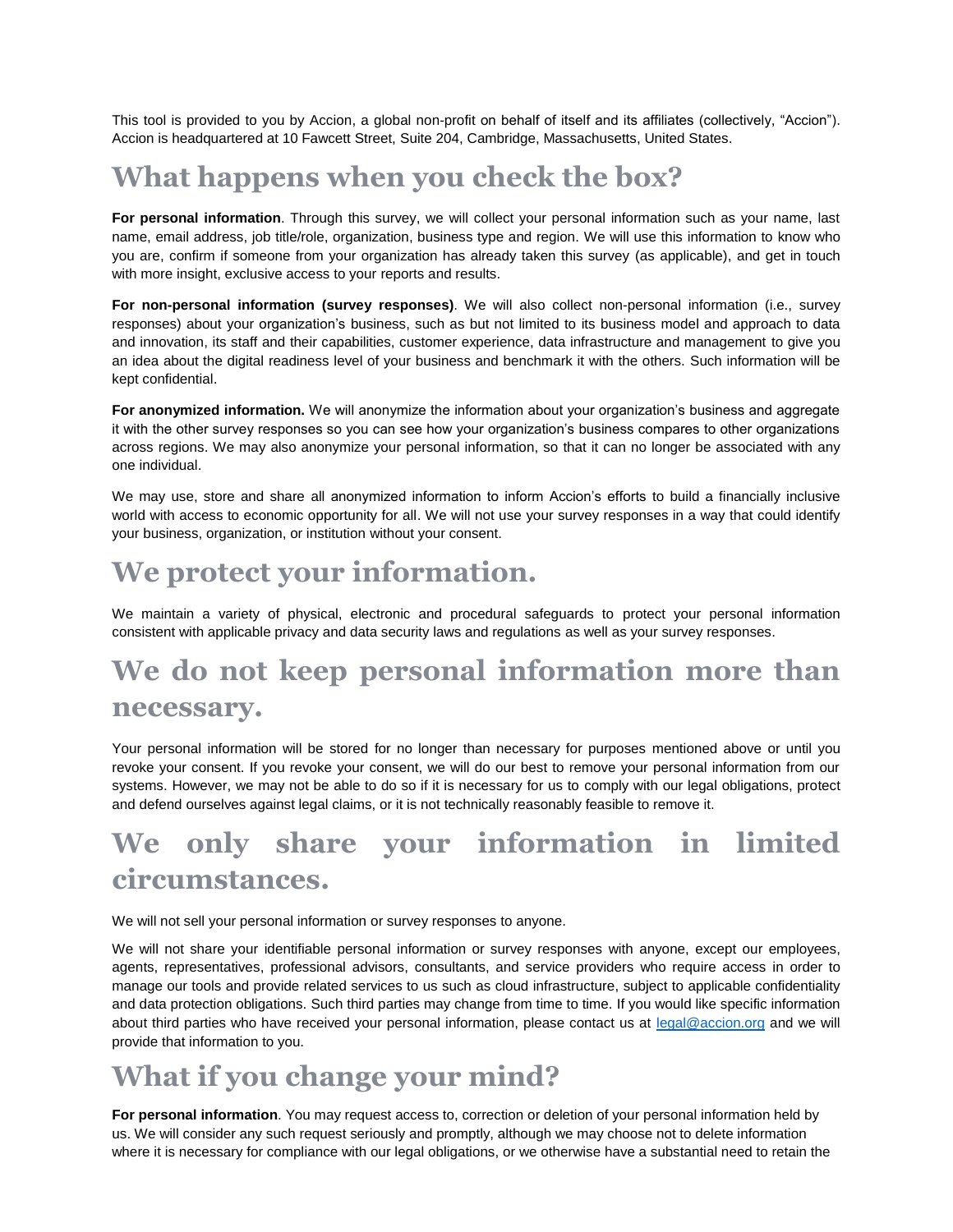This tool is provided to you by Accion, a global non-profit on behalf of itself and its affiliates (collectively, "Accion"). Accion is headquartered at 10 Fawcett Street, Suite 204, Cambridge, Massachusetts, United States.

## What happens when you check the box?

**For personal information**. Through this survey, we will collect your personal information such as your name, last name, email address, job title/role, organization, business type and region. We will use this information to know who you are, confirm if someone from your organization has already taken this survey (as applicable), and get in touch with more insight, exclusive access to your reports and results.

**For non-personal information (survey responses)**. We will also collect non-personal information (i.e., survey responses) about your organization's business, such as but not limited to its business model and approach to data and innovation, its staff and their capabilities, customer experience, data infrastructure and management to give you an idea about the digital readiness level of your business and benchmark it with the others. Such information will be kept confidential.

**For anonymized information.** We will anonymize the information about your organization's business and aggregate it with the other survey responses so you can see how your organization's business compares to other organizations across regions. We may also anonymize your personal information, so that it can no longer be associated with any one individual.

We may use, store and share all anonymized information to inform Accion's efforts to build a financially inclusive world with access to economic opportunity for all. We will not use your survey responses in a way that could identify your business, organization, or institution without your consent.

## We protect your information.

We maintain a variety of physical, electronic and procedural safeguards to protect your personal information consistent with applicable privacy and data security laws and regulations as well as your survey responses.

## We do not keep personal information more than necessary.

Your personal information will be stored for no longer than necessary for purposes mentioned above or until you revoke your consent. If you revoke your consent, we will do our best to remove your personal information from our systems. However, we may not be able to do so if it is necessary for us to comply with our legal obligations, protect and defend ourselves against legal claims, or it is not technically reasonably feasible to remove it.

## We only share your information in limited circumstances.

We will not sell your personal information or survey responses to anyone.

We will not share your identifiable personal information or survey responses with anyone, except our employees, agents, representatives, professional advisors, consultants, and service providers who require access in order to manage our tools and provide related services to us such as cloud infrastructure, subject to applicable confidentiality and data protection obligations. Such third parties may change from time to time. If you would like specific information about third parties who have received your personal information, please contact us at [legal@accion.org](mailto:legal@accion.org) and we will provide that information to you.

## What if you change your mind?

**For personal information**. You may request access to, correction or deletion of your personal information held by us. We will consider any such request seriously and promptly, although we may choose not to delete information where it is necessary for compliance with our legal obligations, or we otherwise have a substantial need to retain the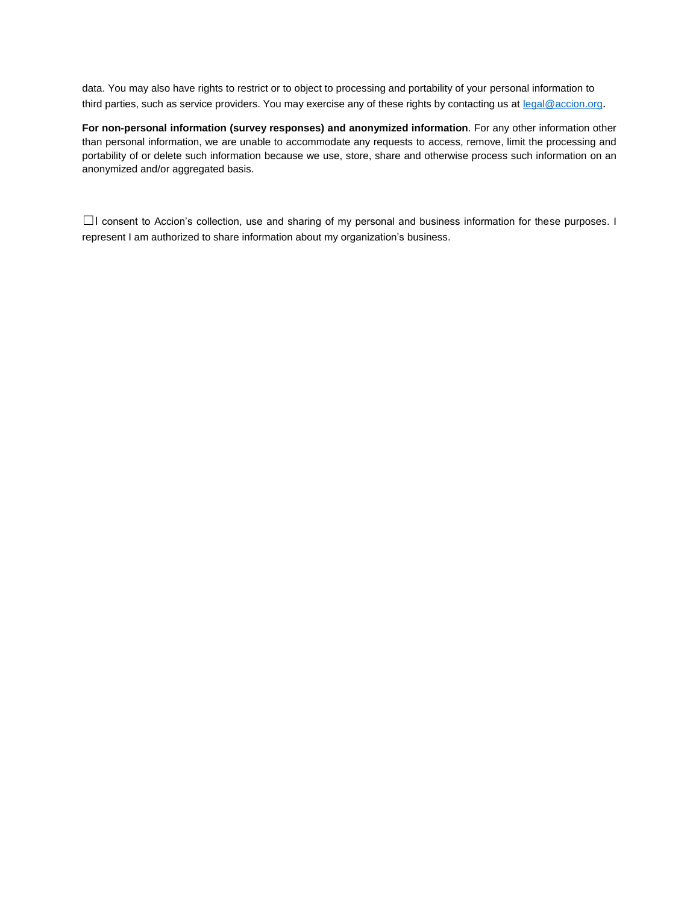data. You may also have rights to restrict or to object to processing and portability of your personal information to third parties, such as service providers. You may exercise any of these rights by contacting us at legal@accion.org.

**For non-personal information (survey responses) and anonymized information**. For any other information other than personal information, we are unable to accommodate any requests to access, remove, limit the processing and portability of or delete such information because we use, store, share and otherwise process such information on an anonymized and/or aggregated basis.

☐I consent to Accion's collection, use and sharing of my personal and business information for these purposes. I represent I am authorized to share information about my organization's business.